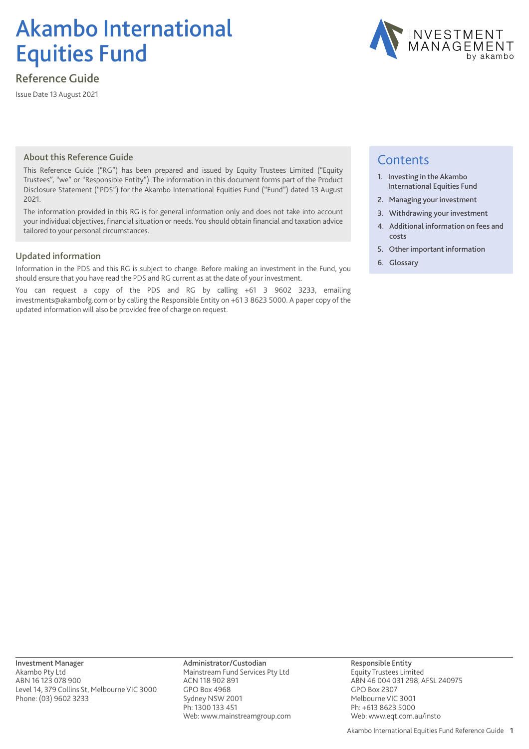# Akambo International Equities Fund

## Reference Guide

Issue Date 13 August 2021

### About this Reference Guide

This Reference Guide ("RG") has been prepared and issued by Equity Trustees Limited ("Equity Trustees", "we" or "Responsible Entity"). The information in this document forms part of the Product Disclosure Statement ("PDS") for the Akambo International Equities Fund ("Fund") dated 13 August 2021.

The information provided in this RG is for general information only and does not take into account your individual objectives, financial situation or needs. You should obtain financial and taxation advice tailored to your personal circumstances.

### Updated information

Information in the PDS and this RG is subject to change. Before making an investment in the Fund, you should ensure that you have read the PDS and RG current as at the date of your investment.

You can request a copy of the PDS and RG by calling +61 3 9602 3233, emailing investments@akambofg.com or by calling the Responsible Entity on +61 3 8623 5000. A paper copy of the updated information will also be provided free of charge on request.

## Contents

1. Investing in the Akambo International Equities Fund
2. Managing your investment
3. Withdrawing your investment
4. Additional information on fees and costs
5. Other important information
6. Glossary

**Investment Manager**
Akambo Pty Ltd
ABN 16 123 078 900
Level 14, 379 Collins St, Melbourne VIC 3000
Phone: (03) 9602 3233

**Administrator/Custodian**
Mainstream Fund Services Pty Ltd
ACN 118 902 891
GPO Box 4968
Sydney NSW 2001
Ph: 1300 133 451
Web: www.mainstreamgroup.com

**Responsible Entity**
Equity Trustees Limited
ABN 46 004 031 298, AFSL 240975
GPO Box 2307
Melbourne VIC 3001
Ph: +613 8623 5000
Web: www.eqt.com.au/insto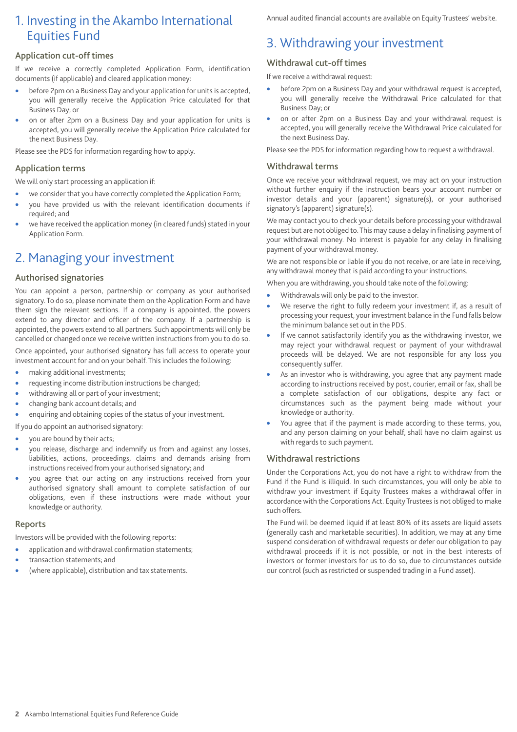# 1. Investing in the Akambo International Equities Fund

## Application cut-off times

If we receive a correctly completed Application Form, identification documents (if applicable) and cleared application money:

- before 2pm on a Business Day and your application for units is accepted, you will generally receive the Application Price calculated for that Business Day; or
- on or after 2pm on a Business Day and your application for units is accepted, you will generally receive the Application Price calculated for the next Business Day.

Please see the PDS for information regarding how to apply.

## Application terms

We will only start processing an application if:

- we consider that you have correctly completed the Application Form;
- you have provided us with the relevant identification documents if required; and
- we have received the application money (in cleared funds) stated in your Application Form.

# 2. Managing your investment

## Authorised signatories

You can appoint a person, partnership or company as your authorised signatory. To do so, please nominate them on the Application Form and have them sign the relevant sections. If a company is appointed, the powers extend to any director and officer of the company. If a partnership is appointed, the powers extend to all partners. Such appointments will only be cancelled or changed once we receive written instructions from you to do so.

Once appointed, your authorised signatory has full access to operate your investment account for and on your behalf. This includes the following:

- making additional investments;
- requesting income distribution instructions be changed;
- withdrawing all or part of your investment;
- changing bank account details; and
- enquiring and obtaining copies of the status of your investment.

If you do appoint an authorised signatory:

- you are bound by their acts;
- you release, discharge and indemnify us from and against any losses, liabilities, actions, proceedings, claims and demands arising from instructions received from your authorised signatory; and
- you agree that our acting on any instructions received from your authorised signatory shall amount to complete satisfaction of our obligations, even if these instructions were made without your knowledge or authority.

## Reports

Investors will be provided with the following reports:

- application and withdrawal confirmation statements;
- transaction statements; and
- (where applicable), distribution and tax statements.

Annual audited financial accounts are available on Equity Trustees' website.

# 3. Withdrawing your investment

## Withdrawal cut-off times

If we receive a withdrawal request:

- before 2pm on a Business Day and your withdrawal request is accepted, you will generally receive the Withdrawal Price calculated for that Business Day; or
- on or after 2pm on a Business Day and your withdrawal request is accepted, you will generally receive the Withdrawal Price calculated for the next Business Day.

Please see the PDS for information regarding how to request a withdrawal.

## Withdrawal terms

Once we receive your withdrawal request, we may act on your instruction without further enquiry if the instruction bears your account number or investor details and your (apparent) signature(s), or your authorised signatory's (apparent) signature(s).

We may contact you to check your details before processing your withdrawal request but are not obliged to. This may cause a delay in finalising payment of your withdrawal money. No interest is payable for any delay in finalising payment of your withdrawal money.

We are not responsible or liable if you do not receive, or are late in receiving, any withdrawal money that is paid according to your instructions.

When you are withdrawing, you should take note of the following:

- Withdrawals will only be paid to the investor.
- We reserve the right to fully redeem your investment if, as a result of processing your request, your investment balance in the Fund falls below the minimum balance set out in the PDS.
- If we cannot satisfactorily identify you as the withdrawing investor, we may reject your withdrawal request or payment of your withdrawal proceeds will be delayed. We are not responsible for any loss you consequently suffer.
- As an investor who is withdrawing, you agree that any payment made according to instructions received by post, courier, email or fax, shall be a complete satisfaction of our obligations, despite any fact or circumstances such as the payment being made without your knowledge or authority.
- You agree that if the payment is made according to these terms, you, and any person claiming on your behalf, shall have no claim against us with regards to such payment.

## Withdrawal restrictions

Under the Corporations Act, you do not have a right to withdraw from the Fund if the Fund is illiquid. In such circumstances, you will only be able to withdraw your investment if Equity Trustees makes a withdrawal offer in accordance with the Corporations Act. Equity Trustees is not obliged to make such offers.

The Fund will be deemed liquid if at least 80% of its assets are liquid assets (generally cash and marketable securities). In addition, we may at any time suspend consideration of withdrawal requests or defer our obligation to pay withdrawal proceeds if it is not possible, or not in the best interests of investors or former investors for us to do so, due to circumstances outside our control (such as restricted or suspended trading in a Fund asset).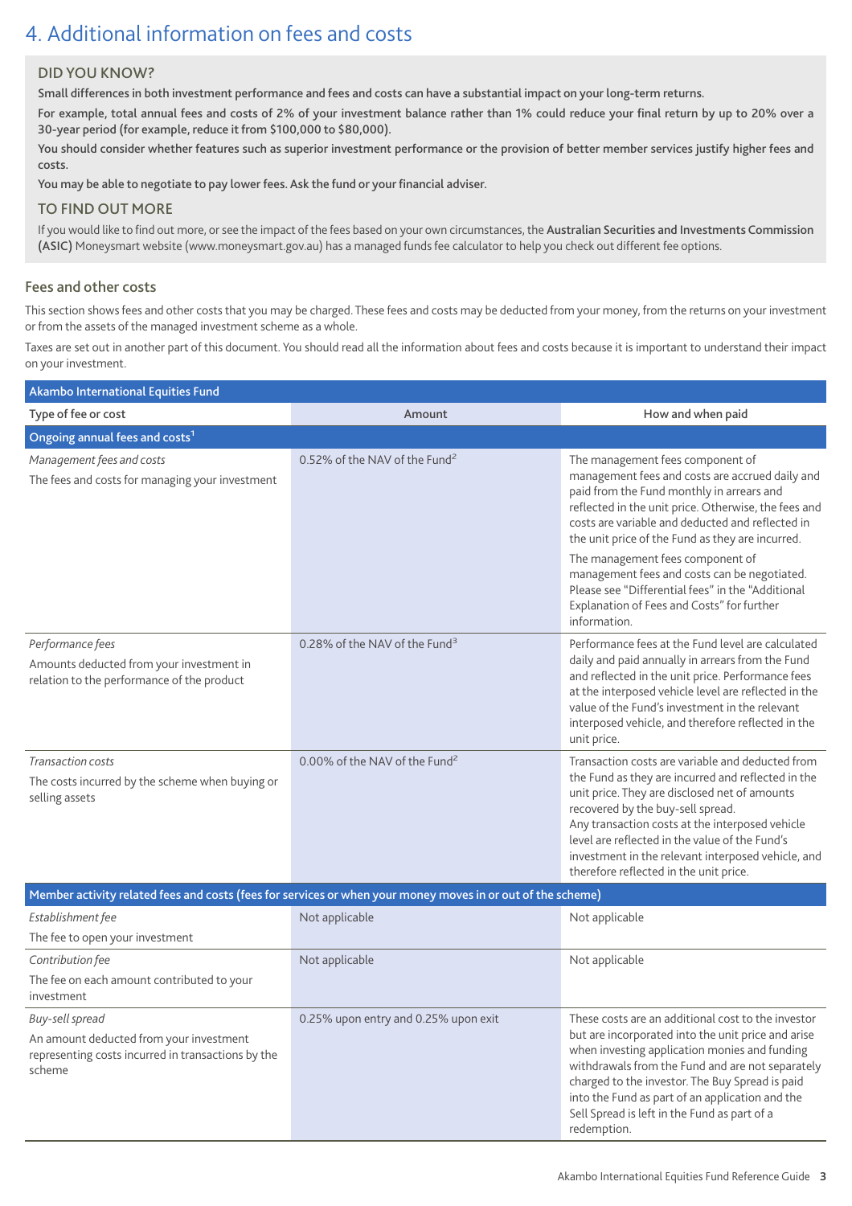# 4. Additional information on fees and costs

### DID YOU KNOW?

**Small differences in both investment performance and fees and costs can have a substantial impact on your long-term returns.**

**For example, total annual fees and costs of 2% of your investment balance rather than 1% could reduce your final return by up to 20% over a 30-year period (for example, reduce it from $100,000 to $80,000).**

**You should consider whether features such as superior investment performance or the provision of better member services justify higher fees and costs.**

**You may be able to negotiate to pay lower fees. Ask the fund or your financial adviser.**

### TO FIND OUT MORE

If you would like to find out more, or see the impact of the fees based on your own circumstances, the **Australian Securities and Investments Commission (ASIC)** Moneysmart website (www.moneysmart.gov.au) has a managed funds fee calculator to help you check out different fee options.

## Fees and other costs

This section shows fees and other costs that you may be charged. These fees and costs may be deducted from your money, from the returns on your investment or from the assets of the managed investment scheme as a whole.

Taxes are set out in another part of this document. You should read all the information about fees and costs because it is important to understand their impact on your investment.

| Akambo International Equities Fund | | |
|---|---|---|
| **Type of fee or cost** | **Amount** | **How and when paid** |
| **Ongoing annual fees and costs**[1] | | |
| *Management fees and costs*<br>The fees and costs for managing your investment | 0.52% of the NAV of the Fund[2] | The management fees component of management fees and costs are accrued daily and paid from the Fund monthly in arrears and reflected in the unit price. Otherwise, the fees and costs are variable and deducted and reflected in the unit price of the Fund as they are incurred.<br>The management fees component of management fees and costs can be negotiated. Please see "Differential fees" in the "Additional Explanation of Fees and Costs" for further information. |
| *Performance fees*<br>Amounts deducted from your investment in relation to the performance of the product | 0.28% of the NAV of the Fund[3] | Performance fees at the Fund level are calculated daily and paid annually in arrears from the Fund and reflected in the unit price. Performance fees at the interposed vehicle level are reflected in the value of the Fund's investment in the relevant interposed vehicle, and therefore reflected in the unit price. |
| *Transaction costs*<br>The costs incurred by the scheme when buying or selling assets | 0.00% of the NAV of the Fund[2] | Transaction costs are variable and deducted from the Fund as they are incurred and reflected in the unit price. They are disclosed net of amounts recovered by the buy-sell spread.<br>Any transaction costs at the interposed vehicle level are reflected in the value of the Fund's investment in the relevant interposed vehicle, and therefore reflected in the unit price. |
| **Member activity related fees and costs (fees for services or when your money moves in or out of the scheme)** | | |
| *Establishment fee*<br>The fee to open your investment | Not applicable | Not applicable |
| *Contribution fee*<br>The fee on each amount contributed to your investment | Not applicable | Not applicable |
| *Buy-sell spread*<br>An amount deducted from your investment representing costs incurred in transactions by the scheme | 0.25% upon entry and 0.25% upon exit | These costs are an additional cost to the investor but are incorporated into the unit price and arise when investing application monies and funding withdrawals from the Fund and are not separately charged to the investor. The Buy Spread is paid into the Fund as part of an application and the Sell Spread is left in the Fund as part of a redemption. |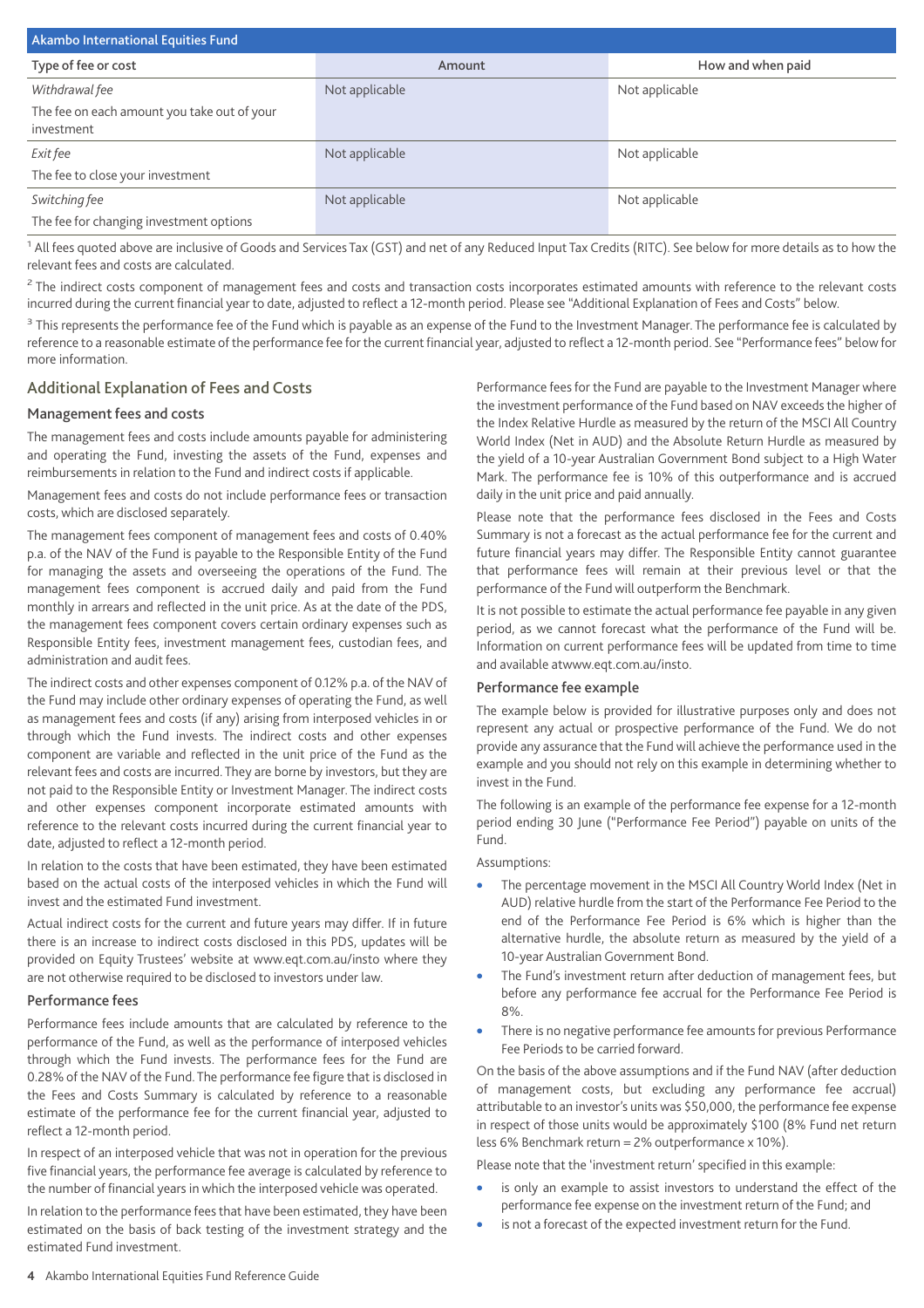| Akambo International Equities Fund | | |
|---|---|---|
| Type of fee or cost | Amount | How and when paid |
| *Withdrawal fee*<br>The fee on each amount you take out of your investment | Not applicable | Not applicable |
| *Exit fee*<br>The fee to close your investment | Not applicable | Not applicable |
| *Switching fee*<br>The fee for changing investment options | Not applicable | Not applicable |

[1] All fees quoted above are inclusive of Goods and Services Tax (GST) and net of any Reduced Input Tax Credits (RITC). See below for more details as to how the relevant fees and costs are calculated.

[2] The indirect costs component of management fees and costs and transaction costs incorporates estimated amounts with reference to the relevant costs incurred during the current financial year to date, adjusted to reflect a 12-month period. Please see "Additional Explanation of Fees and Costs" below.

[3] This represents the performance fee of the Fund which is payable as an expense of the Fund to the Investment Manager. The performance fee is calculated by reference to a reasonable estimate of the performance fee for the current financial year, adjusted to reflect a 12-month period. See "Performance fees" below for more information.

## Additional Explanation of Fees and Costs

### Management fees and costs

The management fees and costs include amounts payable for administering and operating the Fund, investing the assets of the Fund, expenses and reimbursements in relation to the Fund and indirect costs if applicable.

Management fees and costs do not include performance fees or transaction costs, which are disclosed separately.

The management fees component of management fees and costs of 0.40% p.a. of the NAV of the Fund is payable to the Responsible Entity of the Fund for managing the assets and overseeing the operations of the Fund. The management fees component is accrued daily and paid from the Fund monthly in arrears and reflected in the unit price. As at the date of the PDS, the management fees component covers certain ordinary expenses such as Responsible Entity fees, investment management fees, custodian fees, and administration and audit fees.

The indirect costs and other expenses component of 0.12% p.a. of the NAV of the Fund may include other ordinary expenses of operating the Fund, as well as management fees and costs (if any) arising from interposed vehicles in or through which the Fund invests. The indirect costs and other expenses component are variable and reflected in the unit price of the Fund as the relevant fees and costs are incurred. They are borne by investors, but they are not paid to the Responsible Entity or Investment Manager. The indirect costs and other expenses component incorporate estimated amounts with reference to the relevant costs incurred during the current financial year to date, adjusted to reflect a 12-month period.

In relation to the costs that have been estimated, they have been estimated based on the actual costs of the interposed vehicles in which the Fund will invest and the estimated Fund investment.

Actual indirect costs for the current and future years may differ. If in future there is an increase to indirect costs disclosed in this PDS, updates will be provided on Equity Trustees' website at www.eqt.com.au/insto where they are not otherwise required to be disclosed to investors under law.

### Performance fees

Performance fees include amounts that are calculated by reference to the performance of the Fund, as well as the performance of interposed vehicles through which the Fund invests. The performance fees for the Fund are 0.28% of the NAV of the Fund. The performance fee figure that is disclosed in the Fees and Costs Summary is calculated by reference to a reasonable estimate of the performance fee for the current financial year, adjusted to reflect a 12-month period.

In respect of an interposed vehicle that was not in operation for the previous five financial years, the performance fee average is calculated by reference to the number of financial years in which the interposed vehicle was operated.

In relation to the performance fees that have been estimated, they have been estimated on the basis of back testing of the investment strategy and the estimated Fund investment.

Performance fees for the Fund are payable to the Investment Manager where the investment performance of the Fund based on NAV exceeds the higher of the Index Relative Hurdle as measured by the return of the MSCI All Country World Index (Net in AUD) and the Absolute Return Hurdle as measured by the yield of a 10-year Australian Government Bond subject to a High Water Mark. The performance fee is 10% of this outperformance and is accrued daily in the unit price and paid annually.

Please note that the performance fees disclosed in the Fees and Costs Summary is not a forecast as the actual performance fee for the current and future financial years may differ. The Responsible Entity cannot guarantee that performance fees will remain at their previous level or that the performance of the Fund will outperform the Benchmark.

It is not possible to estimate the actual performance fee payable in any given period, as we cannot forecast what the performance of the Fund will be. Information on current performance fees will be updated from time to time and available atwww.eqt.com.au/insto.

### Performance fee example

The example below is provided for illustrative purposes only and does not represent any actual or prospective performance of the Fund. We do not provide any assurance that the Fund will achieve the performance used in the example and you should not rely on this example in determining whether to invest in the Fund.

The following is an example of the performance fee expense for a 12-month period ending 30 June ("Performance Fee Period") payable on units of the Fund.

Assumptions:

- The percentage movement in the MSCI All Country World Index (Net in AUD) relative hurdle from the start of the Performance Fee Period to the end of the Performance Fee Period is 6% which is higher than the alternative hurdle, the absolute return as measured by the yield of a 10-year Australian Government Bond.
- The Fund's investment return after deduction of management fees, but before any performance fee accrual for the Performance Fee Period is 8%.
- There is no negative performance fee amounts for previous Performance Fee Periods to be carried forward.

On the basis of the above assumptions and if the Fund NAV (after deduction of management costs, but excluding any performance fee accrual) attributable to an investor's units was $50,000, the performance fee expense in respect of those units would be approximately $100 (8% Fund net return less 6% Benchmark return = 2% outperformance x 10%).

Please note that the 'investment return' specified in this example:

- is only an example to assist investors to understand the effect of the performance fee expense on the investment return of the Fund; and
- is not a forecast of the expected investment return for the Fund.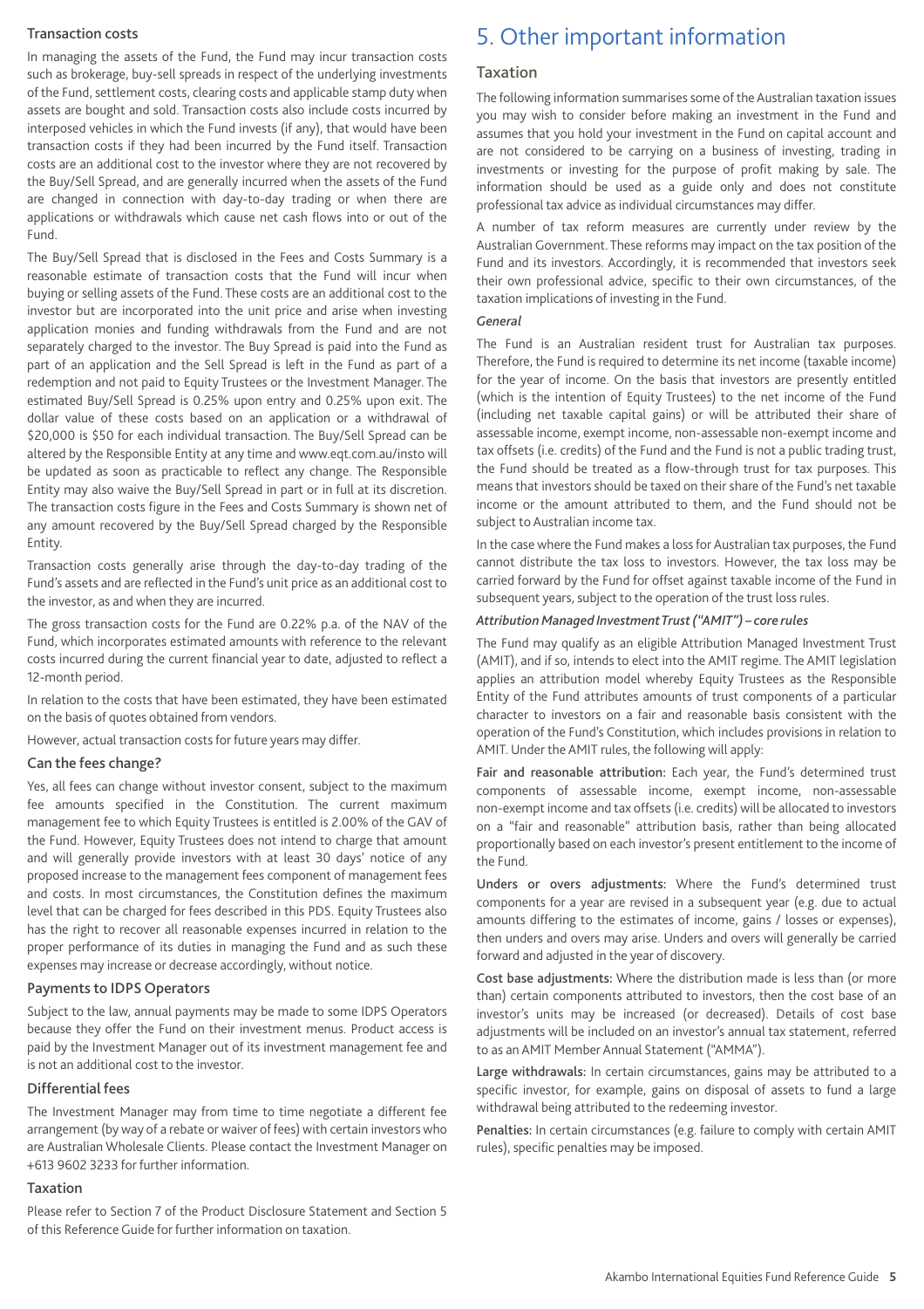### Transaction costs

In managing the assets of the Fund, the Fund may incur transaction costs such as brokerage, buy-sell spreads in respect of the underlying investments of the Fund, settlement costs, clearing costs and applicable stamp duty when assets are bought and sold. Transaction costs also include costs incurred by interposed vehicles in which the Fund invests (if any), that would have been transaction costs if they had been incurred by the Fund itself. Transaction costs are an additional cost to the investor where they are not recovered by the Buy/Sell Spread, and are generally incurred when the assets of the Fund are changed in connection with day-to-day trading or when there are applications or withdrawals which cause net cash flows into or out of the Fund.

The Buy/Sell Spread that is disclosed in the Fees and Costs Summary is a reasonable estimate of transaction costs that the Fund will incur when buying or selling assets of the Fund. These costs are an additional cost to the investor but are incorporated into the unit price and arise when investing application monies and funding withdrawals from the Fund and are not separately charged to the investor. The Buy Spread is paid into the Fund as part of an application and the Sell Spread is left in the Fund as part of a redemption and not paid to Equity Trustees or the Investment Manager. The estimated Buy/Sell Spread is 0.25% upon entry and 0.25% upon exit. The dollar value of these costs based on an application or a withdrawal of $20,000 is $50 for each individual transaction. The Buy/Sell Spread can be altered by the Responsible Entity at any time and www.eqt.com.au/insto will be updated as soon as practicable to reflect any change. The Responsible Entity may also waive the Buy/Sell Spread in part or in full at its discretion. The transaction costs figure in the Fees and Costs Summary is shown net of any amount recovered by the Buy/Sell Spread charged by the Responsible Entity.

Transaction costs generally arise through the day-to-day trading of the Fund's assets and are reflected in the Fund's unit price as an additional cost to the investor, as and when they are incurred.

The gross transaction costs for the Fund are 0.22% p.a. of the NAV of the Fund, which incorporates estimated amounts with reference to the relevant costs incurred during the current financial year to date, adjusted to reflect a 12-month period.

In relation to the costs that have been estimated, they have been estimated on the basis of quotes obtained from vendors.

However, actual transaction costs for future years may differ.

### Can the fees change?

Yes, all fees can change without investor consent, subject to the maximum fee amounts specified in the Constitution. The current maximum management fee to which Equity Trustees is entitled is 2.00% of the GAV of the Fund. However, Equity Trustees does not intend to charge that amount and will generally provide investors with at least 30 days' notice of any proposed increase to the management fees component of management fees and costs. In most circumstances, the Constitution defines the maximum level that can be charged for fees described in this PDS. Equity Trustees also has the right to recover all reasonable expenses incurred in relation to the proper performance of its duties in managing the Fund and as such these expenses may increase or decrease accordingly, without notice.

### Payments to IDPS Operators

Subject to the law, annual payments may be made to some IDPS Operators because they offer the Fund on their investment menus. Product access is paid by the Investment Manager out of its investment management fee and is not an additional cost to the investor.

### Differential fees

The Investment Manager may from time to time negotiate a different fee arrangement (by way of a rebate or waiver of fees) with certain investors who are Australian Wholesale Clients. Please contact the Investment Manager on +613 9602 3233 for further information.

### Taxation

Please refer to Section 7 of the Product Disclosure Statement and Section 5 of this Reference Guide for further information on taxation.

# 5. Other important information

## Taxation

The following information summarises some of the Australian taxation issues you may wish to consider before making an investment in the Fund and assumes that you hold your investment in the Fund on capital account and are not considered to be carrying on a business of investing, trading in investments or investing for the purpose of profit making by sale. The information should be used as a guide only and does not constitute professional tax advice as individual circumstances may differ.

A number of tax reform measures are currently under review by the Australian Government. These reforms may impact on the tax position of the Fund and its investors. Accordingly, it is recommended that investors seek their own professional advice, specific to their own circumstances, of the taxation implications of investing in the Fund.

*General*

The Fund is an Australian resident trust for Australian tax purposes. Therefore, the Fund is required to determine its net income (taxable income) for the year of income. On the basis that investors are presently entitled (which is the intention of Equity Trustees) to the net income of the Fund (including net taxable capital gains) or will be attributed their share of assessable income, exempt income, non-assessable non-exempt income and tax offsets (i.e. credits) of the Fund and the Fund is not a public trading trust, the Fund should be treated as a flow-through trust for tax purposes. This means that investors should be taxed on their share of the Fund's net taxable income or the amount attributed to them, and the Fund should not be subject to Australian income tax.

In the case where the Fund makes a loss for Australian tax purposes, the Fund cannot distribute the tax loss to investors. However, the tax loss may be carried forward by the Fund for offset against taxable income of the Fund in subsequent years, subject to the operation of the trust loss rules.

***Attribution Managed Investment Trust ("AMIT") – core rules***

The Fund may qualify as an eligible Attribution Managed Investment Trust (AMIT), and if so, intends to elect into the AMIT regime. The AMIT legislation applies an attribution model whereby Equity Trustees as the Responsible Entity of the Fund attributes amounts of trust components of a particular character to investors on a fair and reasonable basis consistent with the operation of the Fund's Constitution, which includes provisions in relation to AMIT. Under the AMIT rules, the following will apply:

**Fair and reasonable attribution:** Each year, the Fund's determined trust components of assessable income, exempt income, non-assessable non-exempt income and tax offsets (i.e. credits) will be allocated to investors on a "fair and reasonable" attribution basis, rather than being allocated proportionally based on each investor's present entitlement to the income of the Fund.

**Unders or overs adjustments:** Where the Fund's determined trust components for a year are revised in a subsequent year (e.g. due to actual amounts differing to the estimates of income, gains / losses or expenses), then unders and overs may arise. Unders and overs will generally be carried forward and adjusted in the year of discovery.

**Cost base adjustments:** Where the distribution made is less than (or more than) certain components attributed to investors, then the cost base of an investor's units may be increased (or decreased). Details of cost base adjustments will be included on an investor's annual tax statement, referred to as an AMIT Member Annual Statement ("AMMA").

**Large withdrawals:** In certain circumstances, gains may be attributed to a specific investor, for example, gains on disposal of assets to fund a large withdrawal being attributed to the redeeming investor.

**Penalties:** In certain circumstances (e.g. failure to comply with certain AMIT rules), specific penalties may be imposed.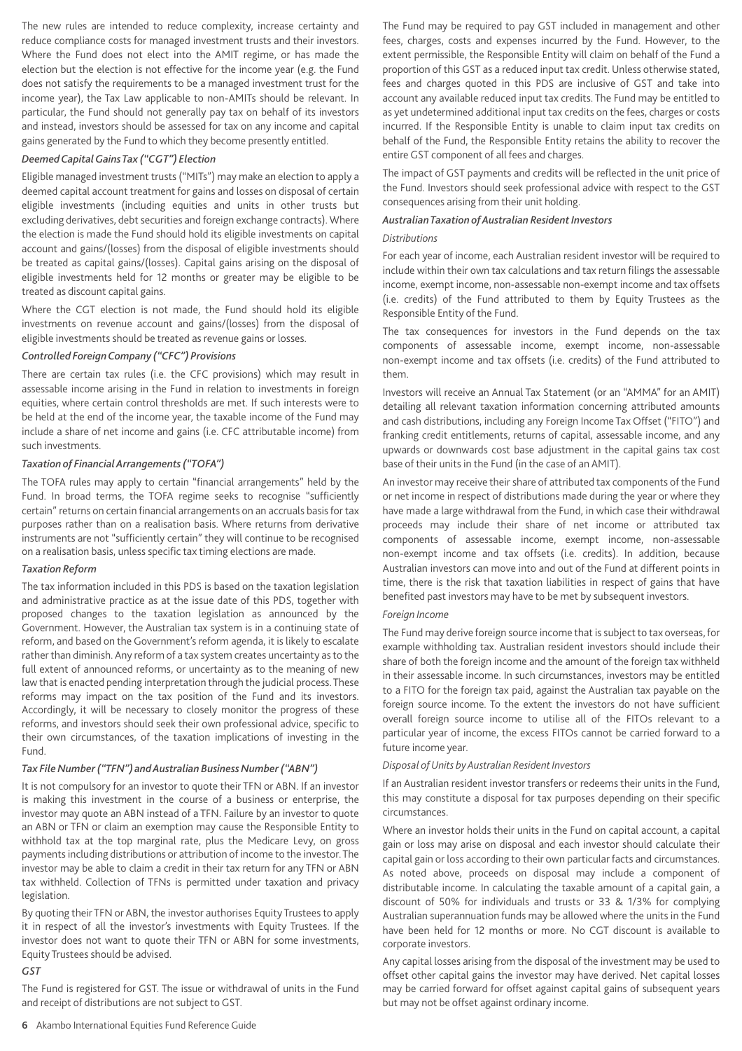The new rules are intended to reduce complexity, increase certainty and reduce compliance costs for managed investment trusts and their investors. Where the Fund does not elect into the AMIT regime, or has made the election but the election is not effective for the income year (e.g. the Fund does not satisfy the requirements to be a managed investment trust for the income year), the Tax Law applicable to non-AMITs should be relevant. In particular, the Fund should not generally pay tax on behalf of its investors and instead, investors should be assessed for tax on any income and capital gains generated by the Fund to which they become presently entitled.

### *Deemed Capital Gains Tax ("CGT") Election*

Eligible managed investment trusts ("MITs") may make an election to apply a deemed capital account treatment for gains and losses on disposal of certain eligible investments (including equities and units in other trusts but excluding derivatives, debt securities and foreign exchange contracts). Where the election is made the Fund should hold its eligible investments on capital account and gains/(losses) from the disposal of eligible investments should be treated as capital gains/(losses). Capital gains arising on the disposal of eligible investments held for 12 months or greater may be eligible to be treated as discount capital gains.

Where the CGT election is not made, the Fund should hold its eligible investments on revenue account and gains/(losses) from the disposal of eligible investments should be treated as revenue gains or losses.

### *Controlled Foreign Company ("CFC") Provisions*

There are certain tax rules (i.e. the CFC provisions) which may result in assessable income arising in the Fund in relation to investments in foreign equities, where certain control thresholds are met. If such interests were to be held at the end of the income year, the taxable income of the Fund may include a share of net income and gains (i.e. CFC attributable income) from such investments.

### *Taxation of Financial Arrangements ("TOFA")*

The TOFA rules may apply to certain "financial arrangements" held by the Fund. In broad terms, the TOFA regime seeks to recognise "sufficiently certain" returns on certain financial arrangements on an accruals basis for tax purposes rather than on a realisation basis. Where returns from derivative instruments are not "sufficiently certain" they will continue to be recognised on a realisation basis, unless specific tax timing elections are made.

### *Taxation Reform*

The tax information included in this PDS is based on the taxation legislation and administrative practice as at the issue date of this PDS, together with proposed changes to the taxation legislation as announced by the Government. However, the Australian tax system is in a continuing state of reform, and based on the Government's reform agenda, it is likely to escalate rather than diminish. Any reform of a tax system creates uncertainty as to the full extent of announced reforms, or uncertainty as to the meaning of new law that is enacted pending interpretation through the judicial process. These reforms may impact on the tax position of the Fund and its investors. Accordingly, it will be necessary to closely monitor the progress of these reforms, and investors should seek their own professional advice, specific to their own circumstances, of the taxation implications of investing in the Fund.

### *Tax File Number ("TFN") and Australian Business Number ("ABN")*

It is not compulsory for an investor to quote their TFN or ABN. If an investor is making this investment in the course of a business or enterprise, the investor may quote an ABN instead of a TFN. Failure by an investor to quote an ABN or TFN or claim an exemption may cause the Responsible Entity to withhold tax at the top marginal rate, plus the Medicare Levy, on gross payments including distributions or attribution of income to the investor. The investor may be able to claim a credit in their tax return for any TFN or ABN tax withheld. Collection of TFNs is permitted under taxation and privacy legislation.

By quoting their TFN or ABN, the investor authorises Equity Trustees to apply it in respect of all the investor's investments with Equity Trustees. If the investor does not want to quote their TFN or ABN for some investments, Equity Trustees should be advised.

### *GST*

The Fund is registered for GST. The issue or withdrawal of units in the Fund and receipt of distributions are not subject to GST.

The Fund may be required to pay GST included in management and other fees, charges, costs and expenses incurred by the Fund. However, to the extent permissible, the Responsible Entity will claim on behalf of the Fund a proportion of this GST as a reduced input tax credit. Unless otherwise stated, fees and charges quoted in this PDS are inclusive of GST and take into account any available reduced input tax credits. The Fund may be entitled to as yet undetermined additional input tax credits on the fees, charges or costs incurred. If the Responsible Entity is unable to claim input tax credits on behalf of the Fund, the Responsible Entity retains the ability to recover the entire GST component of all fees and charges.

The impact of GST payments and credits will be reflected in the unit price of the Fund. Investors should seek professional advice with respect to the GST consequences arising from their unit holding.

### *Australian Taxation of Australian Resident Investors*

*Distributions*

For each year of income, each Australian resident investor will be required to include within their own tax calculations and tax return filings the assessable income, exempt income, non-assessable non-exempt income and tax offsets (i.e. credits) of the Fund attributed to them by Equity Trustees as the Responsible Entity of the Fund.

The tax consequences for investors in the Fund depends on the tax components of assessable income, exempt income, non-assessable non-exempt income and tax offsets (i.e. credits) of the Fund attributed to them.

Investors will receive an Annual Tax Statement (or an "AMMA" for an AMIT) detailing all relevant taxation information concerning attributed amounts and cash distributions, including any Foreign Income Tax Offset ("FITO") and franking credit entitlements, returns of capital, assessable income, and any upwards or downwards cost base adjustment in the capital gains tax cost base of their units in the Fund (in the case of an AMIT).

An investor may receive their share of attributed tax components of the Fund or net income in respect of distributions made during the year or where they have made a large withdrawal from the Fund, in which case their withdrawal proceeds may include their share of net income or attributed tax components of assessable income, exempt income, non-assessable non-exempt income and tax offsets (i.e. credits). In addition, because Australian investors can move into and out of the Fund at different points in time, there is the risk that taxation liabilities in respect of gains that have benefited past investors may have to be met by subsequent investors.

*Foreign Income*

The Fund may derive foreign source income that is subject to tax overseas, for example withholding tax. Australian resident investors should include their share of both the foreign income and the amount of the foreign tax withheld in their assessable income. In such circumstances, investors may be entitled to a FITO for the foreign tax paid, against the Australian tax payable on the foreign source income. To the extent the investors do not have sufficient overall foreign source income to utilise all of the FITOs relevant to a particular year of income, the excess FITOs cannot be carried forward to a future income year.

*Disposal of Units by Australian Resident Investors*

If an Australian resident investor transfers or redeems their units in the Fund, this may constitute a disposal for tax purposes depending on their specific circumstances.

Where an investor holds their units in the Fund on capital account, a capital gain or loss may arise on disposal and each investor should calculate their capital gain or loss according to their own particular facts and circumstances. As noted above, proceeds on disposal may include a component of distributable income. In calculating the taxable amount of a capital gain, a discount of 50% for individuals and trusts or 33 & 1/3% for complying Australian superannuation funds may be allowed where the units in the Fund have been held for 12 months or more. No CGT discount is available to corporate investors.

Any capital losses arising from the disposal of the investment may be used to offset other capital gains the investor may have derived. Net capital losses may be carried forward for offset against capital gains of subsequent years but may not be offset against ordinary income.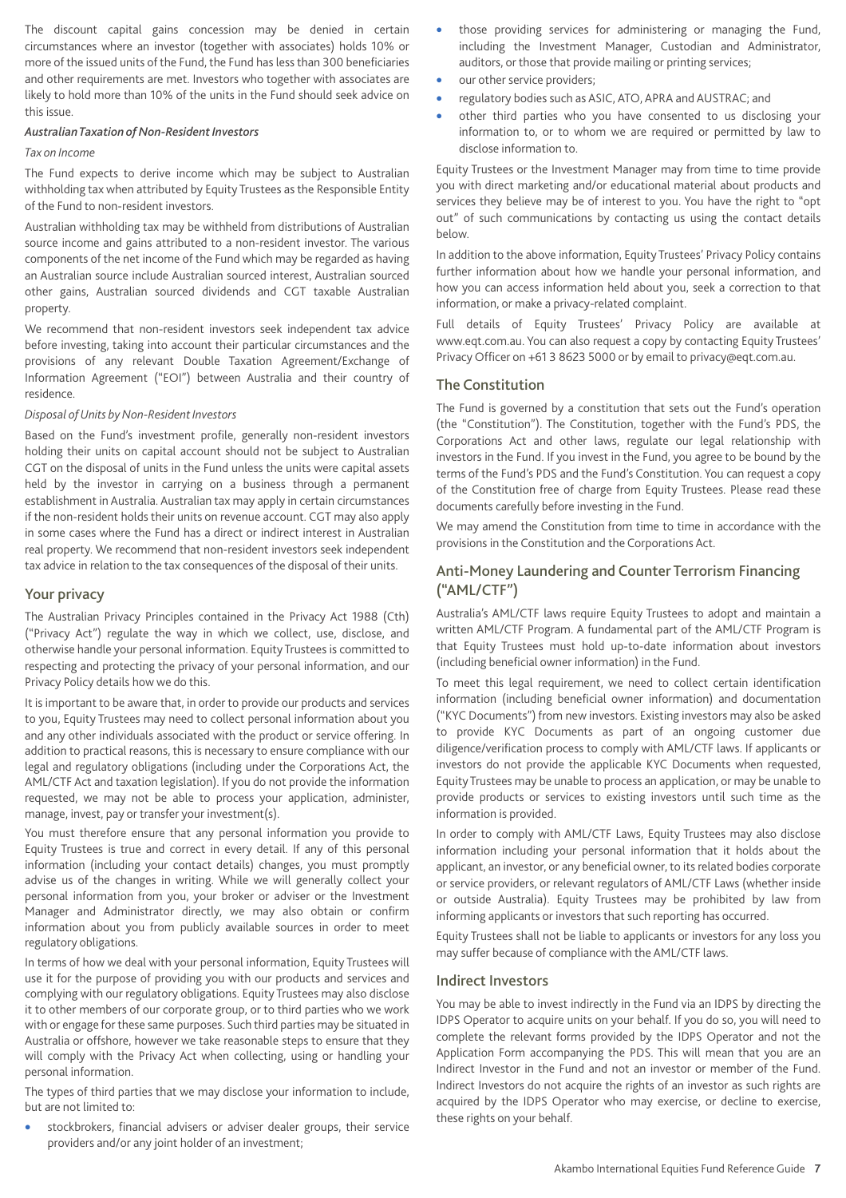The discount capital gains concession may be denied in certain circumstances where an investor (together with associates) holds 10% or more of the issued units of the Fund, the Fund has less than 300 beneficiaries and other requirements are met. Investors who together with associates are likely to hold more than 10% of the units in the Fund should seek advice on this issue.

***Australian Taxation of Non-Resident Investors***

*Tax on Income*

The Fund expects to derive income which may be subject to Australian withholding tax when attributed by Equity Trustees as the Responsible Entity of the Fund to non-resident investors.

Australian withholding tax may be withheld from distributions of Australian source income and gains attributed to a non-resident investor. The various components of the net income of the Fund which may be regarded as having an Australian source include Australian sourced interest, Australian sourced other gains, Australian sourced dividends and CGT taxable Australian property.

We recommend that non-resident investors seek independent tax advice before investing, taking into account their particular circumstances and the provisions of any relevant Double Taxation Agreement/Exchange of Information Agreement ("EOI") between Australia and their country of residence.

*Disposal of Units by Non-Resident Investors*

Based on the Fund's investment profile, generally non-resident investors holding their units on capital account should not be subject to Australian CGT on the disposal of units in the Fund unless the units were capital assets held by the investor in carrying on a business through a permanent establishment in Australia. Australian tax may apply in certain circumstances if the non-resident holds their units on revenue account. CGT may also apply in some cases where the Fund has a direct or indirect interest in Australian real property. We recommend that non-resident investors seek independent tax advice in relation to the tax consequences of the disposal of their units.

## Your privacy

The Australian Privacy Principles contained in the Privacy Act 1988 (Cth) ("Privacy Act") regulate the way in which we collect, use, disclose, and otherwise handle your personal information. Equity Trustees is committed to respecting and protecting the privacy of your personal information, and our Privacy Policy details how we do this.

It is important to be aware that, in order to provide our products and services to you, Equity Trustees may need to collect personal information about you and any other individuals associated with the product or service offering. In addition to practical reasons, this is necessary to ensure compliance with our legal and regulatory obligations (including under the Corporations Act, the AML/CTF Act and taxation legislation). If you do not provide the information requested, we may not be able to process your application, administer, manage, invest, pay or transfer your investment(s).

You must therefore ensure that any personal information you provide to Equity Trustees is true and correct in every detail. If any of this personal information (including your contact details) changes, you must promptly advise us of the changes in writing. While we will generally collect your personal information from you, your broker or adviser or the Investment Manager and Administrator directly, we may also obtain or confirm information about you from publicly available sources in order to meet regulatory obligations.

In terms of how we deal with your personal information, Equity Trustees will use it for the purpose of providing you with our products and services and complying with our regulatory obligations. Equity Trustees may also disclose it to other members of our corporate group, or to third parties who we work with or engage for these same purposes. Such third parties may be situated in Australia or offshore, however we take reasonable steps to ensure that they will comply with the Privacy Act when collecting, using or handling your personal information.

The types of third parties that we may disclose your information to include, but are not limited to:

- stockbrokers, financial advisers or adviser dealer groups, their service providers and/or any joint holder of an investment;
- those providing services for administering or managing the Fund, including the Investment Manager, Custodian and Administrator, auditors, or those that provide mailing or printing services;
- our other service providers;
- regulatory bodies such as ASIC, ATO, APRA and AUSTRAC; and
- other third parties who you have consented to us disclosing your information to, or to whom we are required or permitted by law to disclose information to.

Equity Trustees or the Investment Manager may from time to time provide you with direct marketing and/or educational material about products and services they believe may be of interest to you. You have the right to "opt out" of such communications by contacting us using the contact details below.

In addition to the above information, Equity Trustees' Privacy Policy contains further information about how we handle your personal information, and how you can access information held about you, seek a correction to that information, or make a privacy-related complaint.

Full details of Equity Trustees' Privacy Policy are available at www.eqt.com.au. You can also request a copy by contacting Equity Trustees' Privacy Officer on +61 3 8623 5000 or by email to privacy@eqt.com.au.

## The Constitution

The Fund is governed by a constitution that sets out the Fund's operation (the "Constitution"). The Constitution, together with the Fund's PDS, the Corporations Act and other laws, regulate our legal relationship with investors in the Fund. If you invest in the Fund, you agree to be bound by the terms of the Fund's PDS and the Fund's Constitution. You can request a copy of the Constitution free of charge from Equity Trustees. Please read these documents carefully before investing in the Fund.

We may amend the Constitution from time to time in accordance with the provisions in the Constitution and the Corporations Act.

## Anti-Money Laundering and Counter Terrorism Financing ("AML/CTF")

Australia's AML/CTF laws require Equity Trustees to adopt and maintain a written AML/CTF Program. A fundamental part of the AML/CTF Program is that Equity Trustees must hold up-to-date information about investors (including beneficial owner information) in the Fund.

To meet this legal requirement, we need to collect certain identification information (including beneficial owner information) and documentation ("KYC Documents") from new investors. Existing investors may also be asked to provide KYC Documents as part of an ongoing customer due diligence/verification process to comply with AML/CTF laws. If applicants or investors do not provide the applicable KYC Documents when requested, Equity Trustees may be unable to process an application, or may be unable to provide products or services to existing investors until such time as the information is provided.

In order to comply with AML/CTF Laws, Equity Trustees may also disclose information including your personal information that it holds about the applicant, an investor, or any beneficial owner, to its related bodies corporate or service providers, or relevant regulators of AML/CTF Laws (whether inside or outside Australia). Equity Trustees may be prohibited by law from informing applicants or investors that such reporting has occurred.

Equity Trustees shall not be liable to applicants or investors for any loss you may suffer because of compliance with the AML/CTF laws.

## Indirect Investors

You may be able to invest indirectly in the Fund via an IDPS by directing the IDPS Operator to acquire units on your behalf. If you do so, you will need to complete the relevant forms provided by the IDPS Operator and not the Application Form accompanying the PDS. This will mean that you are an Indirect Investor in the Fund and not an investor or member of the Fund. Indirect Investors do not acquire the rights of an investor as such rights are acquired by the IDPS Operator who may exercise, or decline to exercise, these rights on your behalf.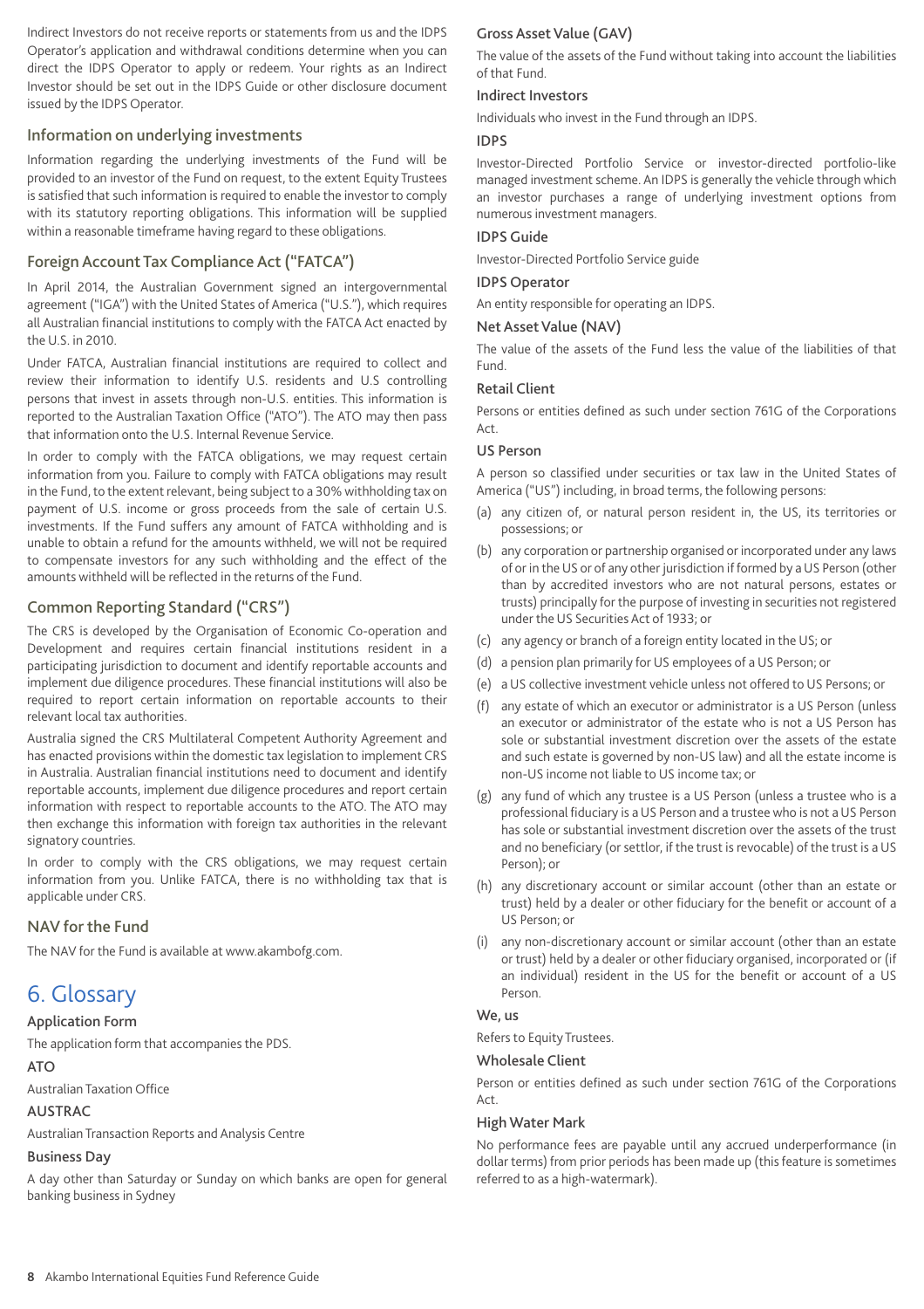Indirect Investors do not receive reports or statements from us and the IDPS Operator's application and withdrawal conditions determine when you can direct the IDPS Operator to apply or redeem. Your rights as an Indirect Investor should be set out in the IDPS Guide or other disclosure document issued by the IDPS Operator.

### Information on underlying investments

Information regarding the underlying investments of the Fund will be provided to an investor of the Fund on request, to the extent Equity Trustees is satisfied that such information is required to enable the investor to comply with its statutory reporting obligations. This information will be supplied within a reasonable timeframe having regard to these obligations.

### Foreign Account Tax Compliance Act ("FATCA")

In April 2014, the Australian Government signed an intergovernmental agreement ("IGA") with the United States of America ("U.S."), which requires all Australian financial institutions to comply with the FATCA Act enacted by the U.S. in 2010.

Under FATCA, Australian financial institutions are required to collect and review their information to identify U.S. residents and U.S controlling persons that invest in assets through non-U.S. entities. This information is reported to the Australian Taxation Office ("ATO"). The ATO may then pass that information onto the U.S. Internal Revenue Service.

In order to comply with the FATCA obligations, we may request certain information from you. Failure to comply with FATCA obligations may result in the Fund, to the extent relevant, being subject to a 30% withholding tax on payment of U.S. income or gross proceeds from the sale of certain U.S. investments. If the Fund suffers any amount of FATCA withholding and is unable to obtain a refund for the amounts withheld, we will not be required to compensate investors for any such withholding and the effect of the amounts withheld will be reflected in the returns of the Fund.

### Common Reporting Standard ("CRS")

The CRS is developed by the Organisation of Economic Co-operation and Development and requires certain financial institutions resident in a participating jurisdiction to document and identify reportable accounts and implement due diligence procedures. These financial institutions will also be required to report certain information on reportable accounts to their relevant local tax authorities.

Australia signed the CRS Multilateral Competent Authority Agreement and has enacted provisions within the domestic tax legislation to implement CRS in Australia. Australian financial institutions need to document and identify reportable accounts, implement due diligence procedures and report certain information with respect to reportable accounts to the ATO. The ATO may then exchange this information with foreign tax authorities in the relevant signatory countries.

In order to comply with the CRS obligations, we may request certain information from you. Unlike FATCA, there is no withholding tax that is applicable under CRS.

### NAV for the Fund

The NAV for the Fund is available at www.akambofg.com.

## 6. Glossary

**Application Form**

The application form that accompanies the PDS.

**ATO**

Australian Taxation Office

**AUSTRAC**

Australian Transaction Reports and Analysis Centre

**Business Day**

A day other than Saturday or Sunday on which banks are open for general banking business in Sydney

**Gross Asset Value (GAV)**

The value of the assets of the Fund without taking into account the liabilities of that Fund.

**Indirect Investors**

Individuals who invest in the Fund through an IDPS.

**IDPS**

Investor-Directed Portfolio Service or investor-directed portfolio-like managed investment scheme. An IDPS is generally the vehicle through which an investor purchases a range of underlying investment options from numerous investment managers.

**IDPS Guide**

Investor-Directed Portfolio Service guide

**IDPS Operator**

An entity responsible for operating an IDPS.

**Net Asset Value (NAV)**

The value of the assets of the Fund less the value of the liabilities of that Fund.

**Retail Client**

Persons or entities defined as such under section 761G of the Corporations Act.

**US Person**

A person so classified under securities or tax law in the United States of America ("US") including, in broad terms, the following persons:

(a) any citizen of, or natural person resident in, the US, its territories or possessions; or

(b) any corporation or partnership organised or incorporated under any laws of or in the US or of any other jurisdiction if formed by a US Person (other than by accredited investors who are not natural persons, estates or trusts) principally for the purpose of investing in securities not registered under the US Securities Act of 1933; or

(c) any agency or branch of a foreign entity located in the US; or

(d) a pension plan primarily for US employees of a US Person; or

(e) a US collective investment vehicle unless not offered to US Persons; or

(f) any estate of which an executor or administrator is a US Person (unless an executor or administrator of the estate who is not a US Person has sole or substantial investment discretion over the assets of the estate and such estate is governed by non-US law) and all the estate income is non-US income not liable to US income tax; or

(g) any fund of which any trustee is a US Person (unless a trustee who is a professional fiduciary is a US Person and a trustee who is not a US Person has sole or substantial investment discretion over the assets of the trust and no beneficiary (or settlor, if the trust is revocable) of the trust is a US Person); or

(h) any discretionary account or similar account (other than an estate or trust) held by a dealer or other fiduciary for the benefit or account of a US Person; or

(i) any non-discretionary account or similar account (other than an estate or trust) held by a dealer or other fiduciary organised, incorporated or (if an individual) resident in the US for the benefit or account of a US Person.

**We, us**

Refers to Equity Trustees.

**Wholesale Client**

Person or entities defined as such under section 761G of the Corporations Act.

**High Water Mark**

No performance fees are payable until any accrued underperformance (in dollar terms) from prior periods has been made up (this feature is sometimes referred to as a high-watermark).